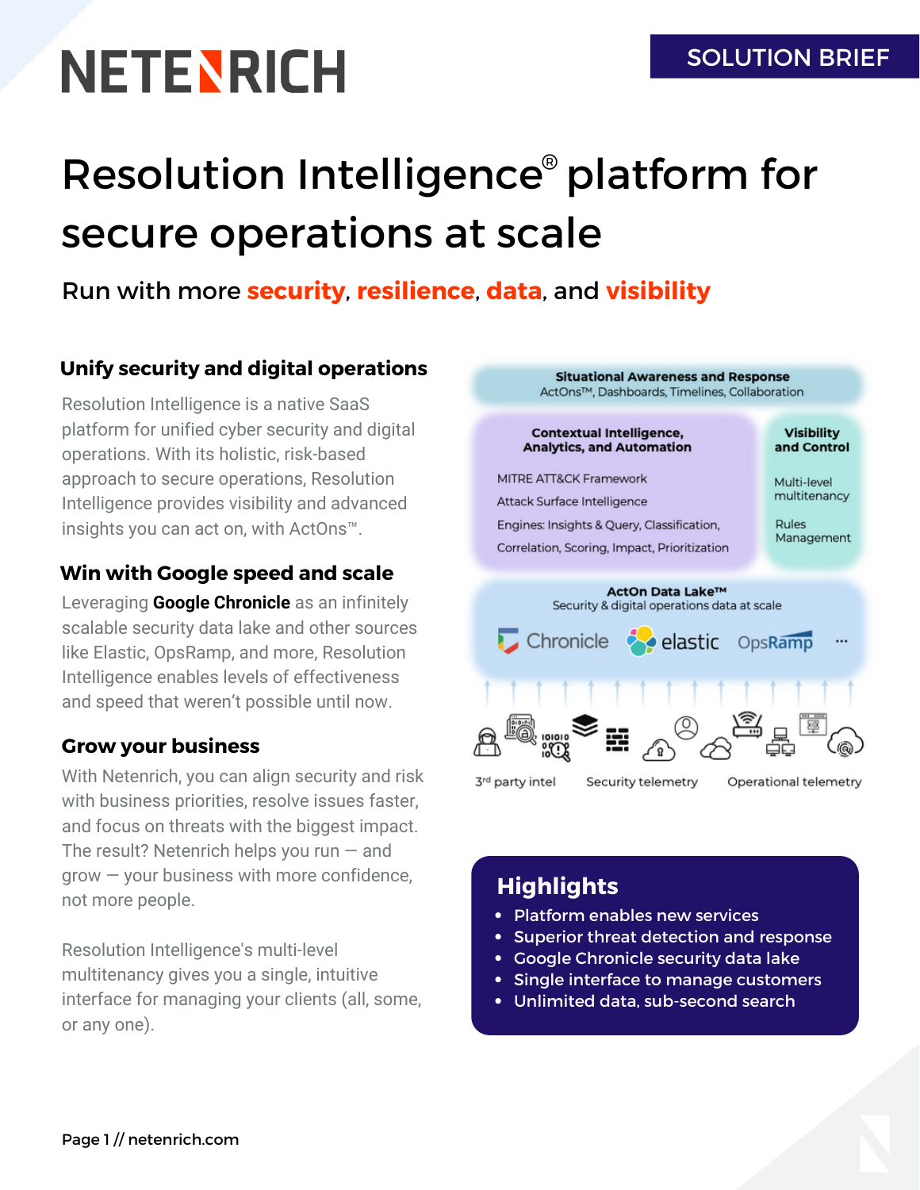SOLUTION BRIEF

# Resolution Intelligence® platform for secure operations at scale

### Run with more **security**, **resilience**, **data**, and **visibility**

## Unify security and digital operations

Resolution Intelligence is a native SaaS platform for unified cyber security and digital operations. With its holistic, risk-based approach to secure operations, Resolution Intelligence provides visibility and advanced insights you can act on, with ActOns™.

## Win with Google speed and scale

Leveraging **Google Chronicle** as an infinitely scalable security data lake and other sources like Elastic, OpsRamp, and more, Resolution Intelligence enables levels of effectiveness and speed that weren't possible until now.

## Grow your business

With Netenrich, you can align security and risk with business priorities, resolve issues faster, and focus on threats with the biggest impact. The result? Netenrich helps you run — and grow — your business with more confidence, not more people.

Resolution Intelligence's multi-level multitenancy gives you a single, intuitive interface for managing your clients (all, some, or any one).

**Situational Awareness and Response**
ActOns™, Dashboards, Timelines, Collaboration

**Contextual Intelligence, Analytics, and Automation**
- MITRE ATT&CK Framework
- Attack Surface Intelligence
- Engines: Insights & Query, Classification, Correlation, Scoring, Impact, Prioritization

**Visibility and Control**
- Multi-level multitenancy
- Rules Management

**ActOn Data Lake™**
Security & digital operations data at scale
Chronicle, elastic, OpsRamp, ...

3rd party intel — Security telemetry — Operational telemetry

## Highlights

- Platform enables new services
- Superior threat detection and response
- Google Chronicle security data lake
- Single interface to manage customers
- Unlimited data, sub-second search

Page 1 // netenrich.com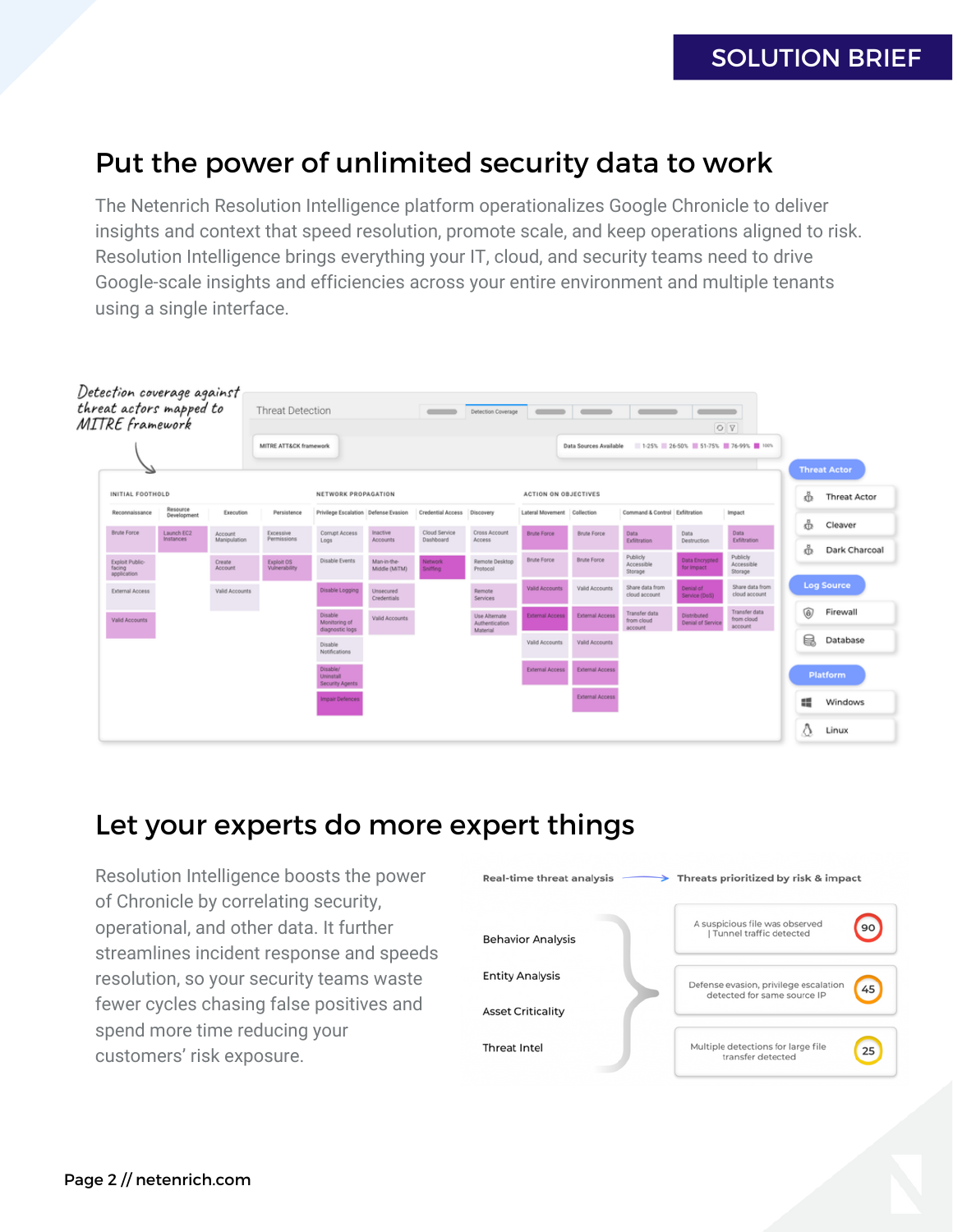## Put the power of unlimited security data to work

The Netenrich Resolution Intelligence platform operationalizes Google Chronicle to deliver insights and context that speed resolution, promote scale, and keep operations aligned to risk. Resolution Intelligence brings everything your IT, cloud, and security teams need to drive Google-scale insights and efficiencies across your entire environment and multiple tenants using a single interface.

*Detection coverage against threat actors mapped to MITRE framework*

## Let your experts do more expert things

Resolution Intelligence boosts the power of Chronicle by correlating security, operational, and other data. It further streamlines incident response and speeds resolution, so your security teams waste fewer cycles chasing false positives and spend more time reducing your customers' risk exposure.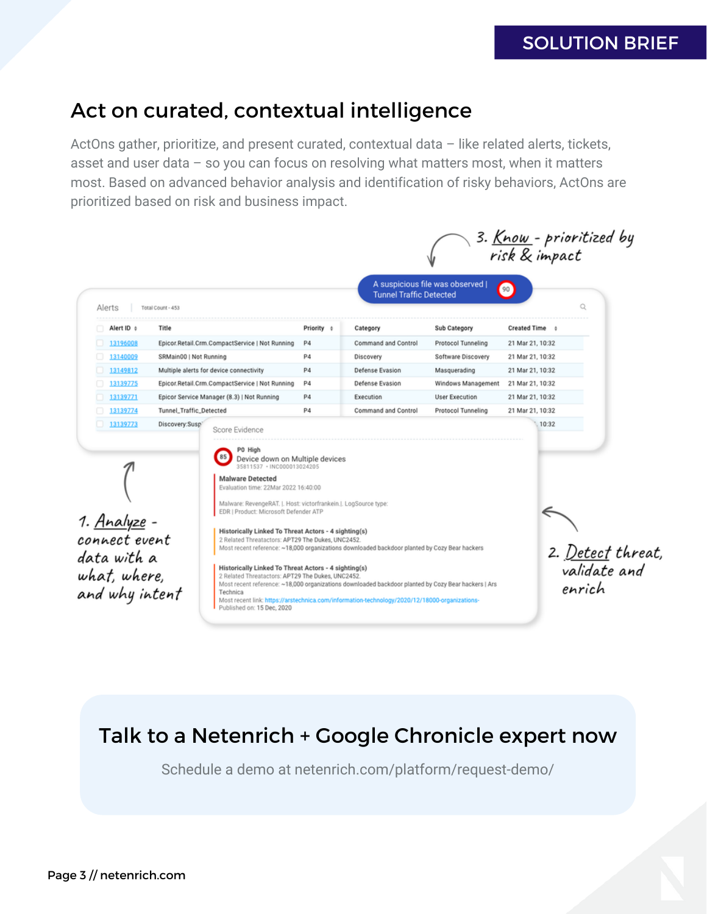## Act on curated, contextual intelligence

ActOns gather, prioritize, and present curated, contextual data – like related alerts, tickets, asset and user data – so you can focus on resolving what matters most, when it matters most. Based on advanced behavior analysis and identification of risky behaviors, ActOns are prioritized based on risk and business impact.

3. Know - prioritized by risk & impact

A suspicious file was observed | Tunnel Traffic Detected 90

Alerts | Total Count - 453

| Alert ID | Title | Priority | Category | Sub Category | Created Time |
|---|---|---|---|---|---|
| 13196008 | Epicor.Retail.Crm.CompactService \| Not Running | P4 | Command and Control | Protocol Tunneling | 21 Mar 21, 10:32 |
| 13140009 | SRMain00 \| Not Running | P4 | Discovery | Software Discovery | 21 Mar 21, 10:32 |
| 13149812 | Multiple alerts for device connectivity | P4 | Defense Evasion | Masquerading | 21 Mar 21, 10:32 |
| 13139775 | Epicor.Retail.Crm.CompactService \| Not Running | P4 | Defense Evasion | Windows Management | 21 Mar 21, 10:32 |
| 13139771 | Epicor Service Manager (8.3) \| Not Running | P4 | Execution | User Execution | 21 Mar 21, 10:32 |
| 13139774 | Tunnel_Traffic_Detected | P4 | Command and Control | Protocol Tunneling | 21 Mar 21, 10:32 |
| 13139773 | Discovery:Susp... | | | | ...10:32 |

Score Evidence

85 P0 High
Device down on Multiple devices
35811537 • INC000013024205

**Malware Detected**
Evaluation time: 22Mar 2022 16:40:00

Malware: RevengeRAT. |. Host: victorfrankein.|. LogSource type: EDR | Product: Microsoft Defender ATP

**Historically Linked To Threat Actors - 4 sighting(s)**
2 Related Threatactors: APT29 The Dukes, UNC2452.
Most recent reference: ~18,000 organizations downloaded backdoor planted by Cozy Bear hackers

**Historically Linked To Threat Actors - 4 sighting(s)**
2 Related Threatactors: APT29 The Dukes, UNC2452.
Most recent reference: ~18,000 organizations downloaded backdoor planted by Cozy Bear hackers | Ars Technica
Most recent link: https://arstechnica.com/information-technology/2020/12/18000-organizations-
Published on: 15 Dec, 2020

1. Analyze - connect event data with a what, where, and why intent

2. Detect threat, validate and enrich

## Talk to a Netenrich + Google Chronicle expert now

Schedule a demo at netenrich.com/platform/request-demo/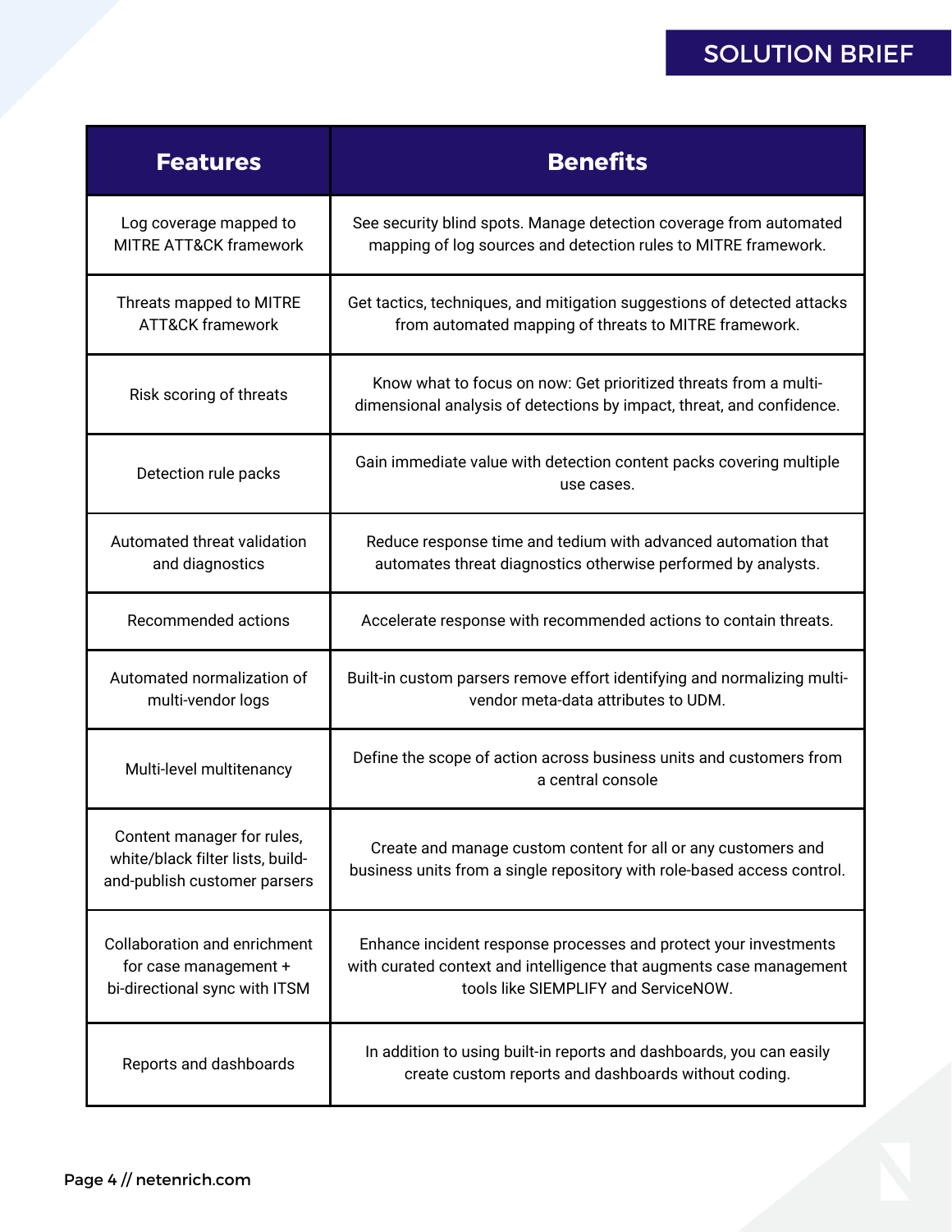| Features | Benefits |
|---|---|
| Log coverage mapped to MITRE ATT&CK framework | See security blind spots. Manage detection coverage from automated mapping of log sources and detection rules to MITRE framework. |
| Threats mapped to MITRE ATT&CK framework | Get tactics, techniques, and mitigation suggestions of detected attacks from automated mapping of threats to MITRE framework. |
| Risk scoring of threats | Know what to focus on now: Get prioritized threats from a multi-dimensional analysis of detections by impact, threat, and confidence. |
| Detection rule packs | Gain immediate value with detection content packs covering multiple use cases. |
| Automated threat validation and diagnostics | Reduce response time and tedium with advanced automation that automates threat diagnostics otherwise performed by analysts. |
| Recommended actions | Accelerate response with recommended actions to contain threats. |
| Automated normalization of multi-vendor logs | Built-in custom parsers remove effort identifying and normalizing multi-vendor meta-data attributes to UDM. |
| Multi-level multitenancy | Define the scope of action across business units and customers from a central console |
| Content manager for rules, white/black filter lists, build-and-publish customer parsers | Create and manage custom content for all or any customers and business units from a single repository with role-based access control. |
| Collaboration and enrichment for case management + bi-directional sync with ITSM | Enhance incident response processes and protect your investments with curated context and intelligence that augments case management tools like SIEMPLIFY and ServiceNOW. |
| Reports and dashboards | In addition to using built-in reports and dashboards, you can easily create custom reports and dashboards without coding. |